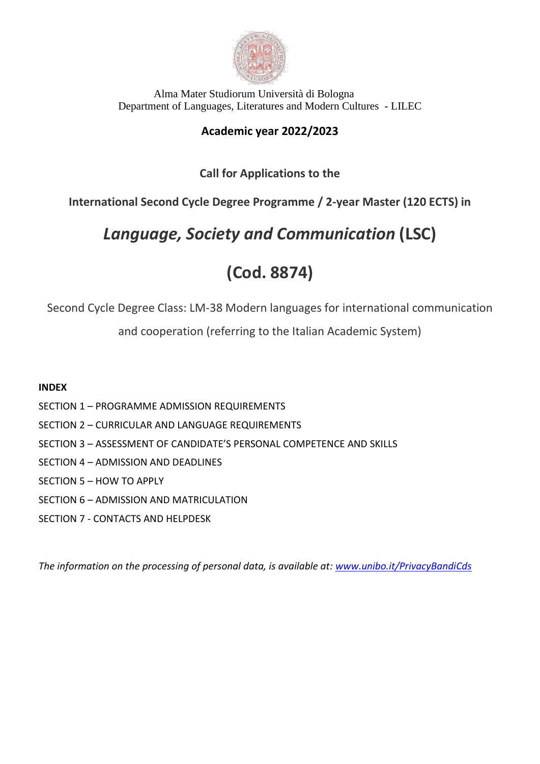Alma Mater Studiorum Università di Bologna
Department of Languages, Literatures and Modern Cultures - LILEC

**Academic year 2022/2023**

**Call for Applications to the**

**International Second Cycle Degree Programme / 2-year Master (120 ECTS) in**

# *Language, Society and Communication* (LSC)

# (Cod. 8874)

Second Cycle Degree Class: LM-38 Modern languages for international communication and cooperation (referring to the Italian Academic System)

**INDEX**

SECTION 1 – PROGRAMME ADMISSION REQUIREMENTS

SECTION 2 – CURRICULAR AND LANGUAGE REQUIREMENTS

SECTION 3 – ASSESSMENT OF CANDIDATE'S PERSONAL COMPETENCE AND SKILLS

SECTION 4 – ADMISSION AND DEADLINES

SECTION 5 – HOW TO APPLY

SECTION 6 – ADMISSION AND MATRICULATION

SECTION 7 - CONTACTS AND HELPDESK

*The information on the processing of personal data, is available at: [www.unibo.it/PrivacyBandiCds](http://www.unibo.it/PrivacyBandiCds)*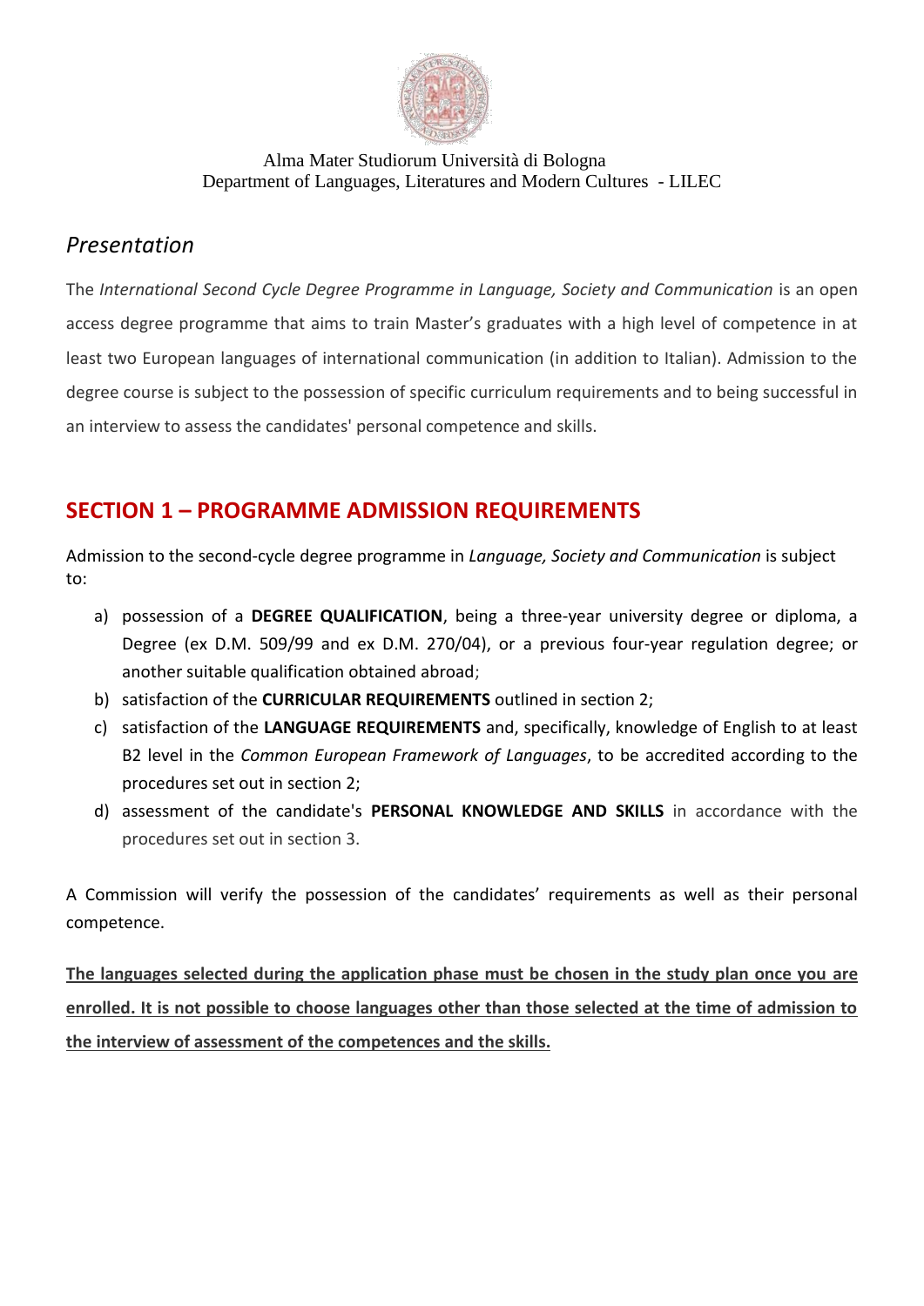Alma Mater Studiorum Università di Bologna
Department of Languages, Literatures and Modern Cultures - LILEC

## *Presentation*

The *International Second Cycle Degree Programme in Language, Society and Communication* is an open access degree programme that aims to train Master's graduates with a high level of competence in at least two European languages of international communication (in addition to Italian). Admission to the degree course is subject to the possession of specific curriculum requirements and to being successful in an interview to assess the candidates' personal competence and skills.

## SECTION 1 – PROGRAMME ADMISSION REQUIREMENTS

Admission to the second-cycle degree programme in *Language, Society and Communication* is subject to:

a) possession of a **DEGREE QUALIFICATION**, being a three-year university degree or diploma, a Degree (ex D.M. 509/99 and ex D.M. 270/04), or a previous four-year regulation degree; or another suitable qualification obtained abroad;
b) satisfaction of the **CURRICULAR REQUIREMENTS** outlined in section 2;
c) satisfaction of the **LANGUAGE REQUIREMENTS** and, specifically, knowledge of English to at least B2 level in the *Common European Framework of Languages*, to be accredited according to the procedures set out in section 2;
d) assessment of the candidate's **PERSONAL KNOWLEDGE AND SKILLS** in accordance with the procedures set out in section 3.

A Commission will verify the possession of the candidates' requirements as well as their personal competence.

**The languages selected during the application phase must be chosen in the study plan once you are enrolled. It is not possible to choose languages other than those selected at the time of admission to the interview of assessment of the competences and the skills.**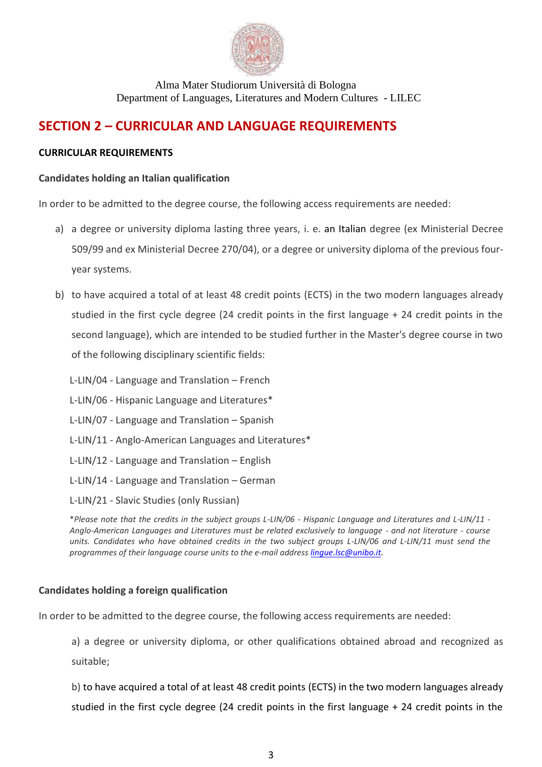Alma Mater Studiorum Università di Bologna
Department of Languages, Literatures and Modern Cultures - LILEC

## SECTION 2 – CURRICULAR AND LANGUAGE REQUIREMENTS

### CURRICULAR REQUIREMENTS

#### Candidates holding an Italian qualification

In order to be admitted to the degree course, the following access requirements are needed:

a) a degree or university diploma lasting three years, i. e. an Italian degree (ex Ministerial Decree 509/99 and ex Ministerial Decree 270/04), or a degree or university diploma of the previous four-year systems.

b) to have acquired a total of at least 48 credit points (ECTS) in the two modern languages already studied in the first cycle degree (24 credit points in the first language + 24 credit points in the second language), which are intended to be studied further in the Master's degree course in two of the following disciplinary scientific fields:

L-LIN/04 - Language and Translation – French
L-LIN/06 - Hispanic Language and Literatures*
L-LIN/07 - Language and Translation – Spanish
L-LIN/11 - Anglo-American Languages and Literatures*
L-LIN/12 - Language and Translation – English
L-LIN/14 - Language and Translation – German
L-LIN/21 - Slavic Studies (only Russian)

**Please note that the credits in the subject groups L-LIN/06 - Hispanic Language and Literatures and L-LIN/11 - Anglo-American Languages and Literatures must be related exclusively to language - and not literature - course units. Candidates who have obtained credits in the two subject groups L-LIN/06 and L-LIN/11 must send the programmes of their language course units to the e-mail address lingue.lsc@unibo.it.*

#### Candidates holding a foreign qualification

In order to be admitted to the degree course, the following access requirements are needed:

a) a degree or university diploma, or other qualifications obtained abroad and recognized as suitable;

b) to have acquired a total of at least 48 credit points (ECTS) in the two modern languages already studied in the first cycle degree (24 credit points in the first language + 24 credit points in the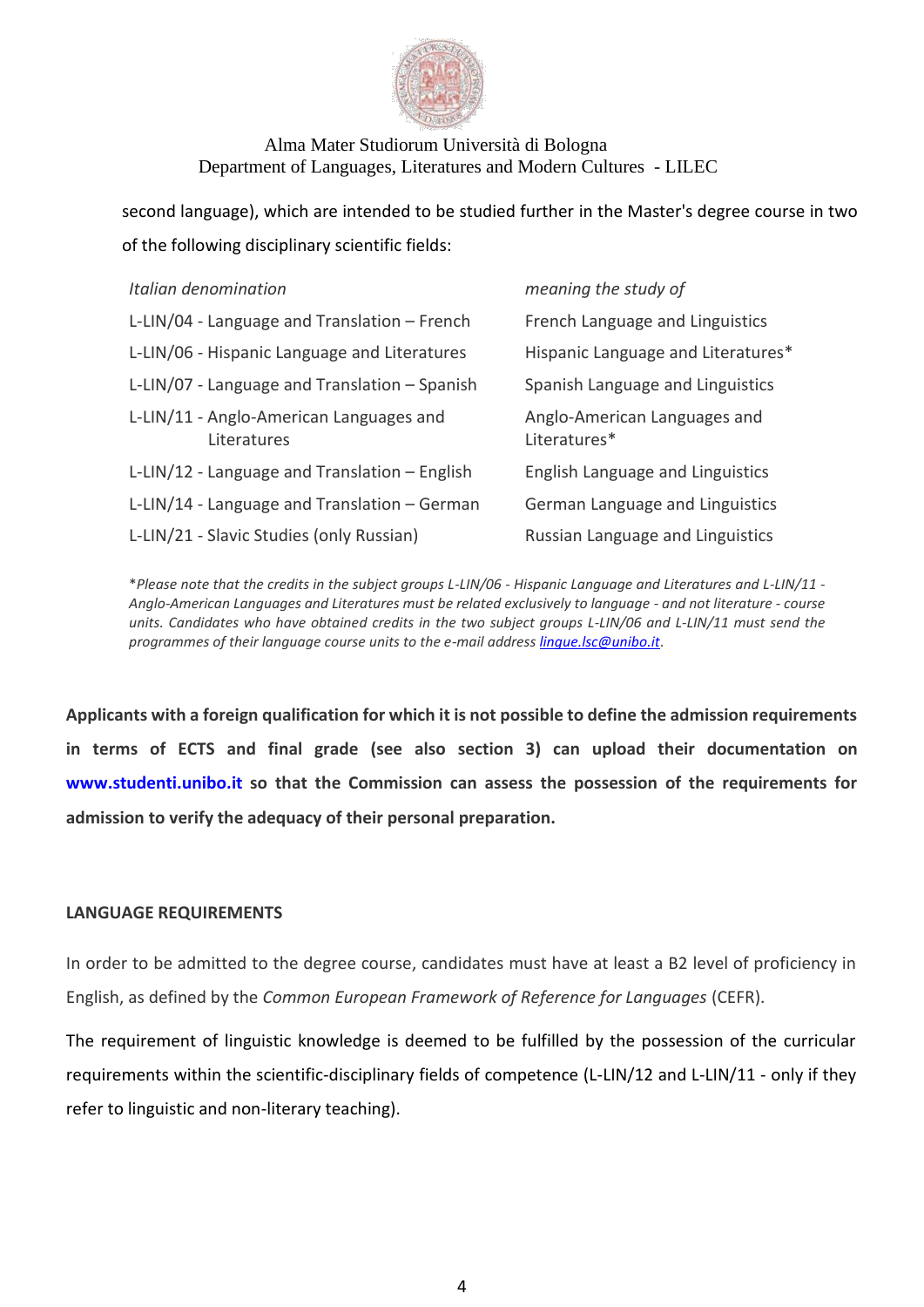second language), which are intended to be studied further in the Master's degree course in two of the following disciplinary scientific fields:

| *Italian denomination* | *meaning the study of* |
|---|---|
| L-LIN/04 - Language and Translation – French | French Language and Linguistics |
| L-LIN/06 - Hispanic Language and Literatures | Hispanic Language and Literatures* |
| L-LIN/07 - Language and Translation – Spanish | Spanish Language and Linguistics |
| L-LIN/11 - Anglo-American Languages and Literatures | Anglo-American Languages and Literatures* |
| L-LIN/12 - Language and Translation – English | English Language and Linguistics |
| L-LIN/14 - Language and Translation – German | German Language and Linguistics |
| L-LIN/21 - Slavic Studies (only Russian) | Russian Language and Linguistics |

**Please note that the credits in the subject groups L-LIN/06 - Hispanic Language and Literatures and L-LIN/11 - Anglo-American Languages and Literatures must be related exclusively to language - and not literature - course units. Candidates who have obtained credits in the two subject groups L-LIN/06 and L-LIN/11 must send the programmes of their language course units to the e-mail address [lingue.lsc@unibo.it](mailto:lingue.lsc@unibo.it).*

**Applicants with a foreign qualification for which it is not possible to define the admission requirements in terms of ECTS and final grade (see also section 3) can upload their documentation on [www.studenti.unibo.it](http://www.studenti.unibo.it) so that the Commission can assess the possession of the requirements for admission to verify the adequacy of their personal preparation.**

**LANGUAGE REQUIREMENTS**

In order to be admitted to the degree course, candidates must have at least a B2 level of proficiency in English, as defined by the *Common European Framework of Reference for Languages* (CEFR).

The requirement of linguistic knowledge is deemed to be fulfilled by the possession of the curricular requirements within the scientific-disciplinary fields of competence (L-LIN/12 and L-LIN/11 - only if they refer to linguistic and non-literary teaching).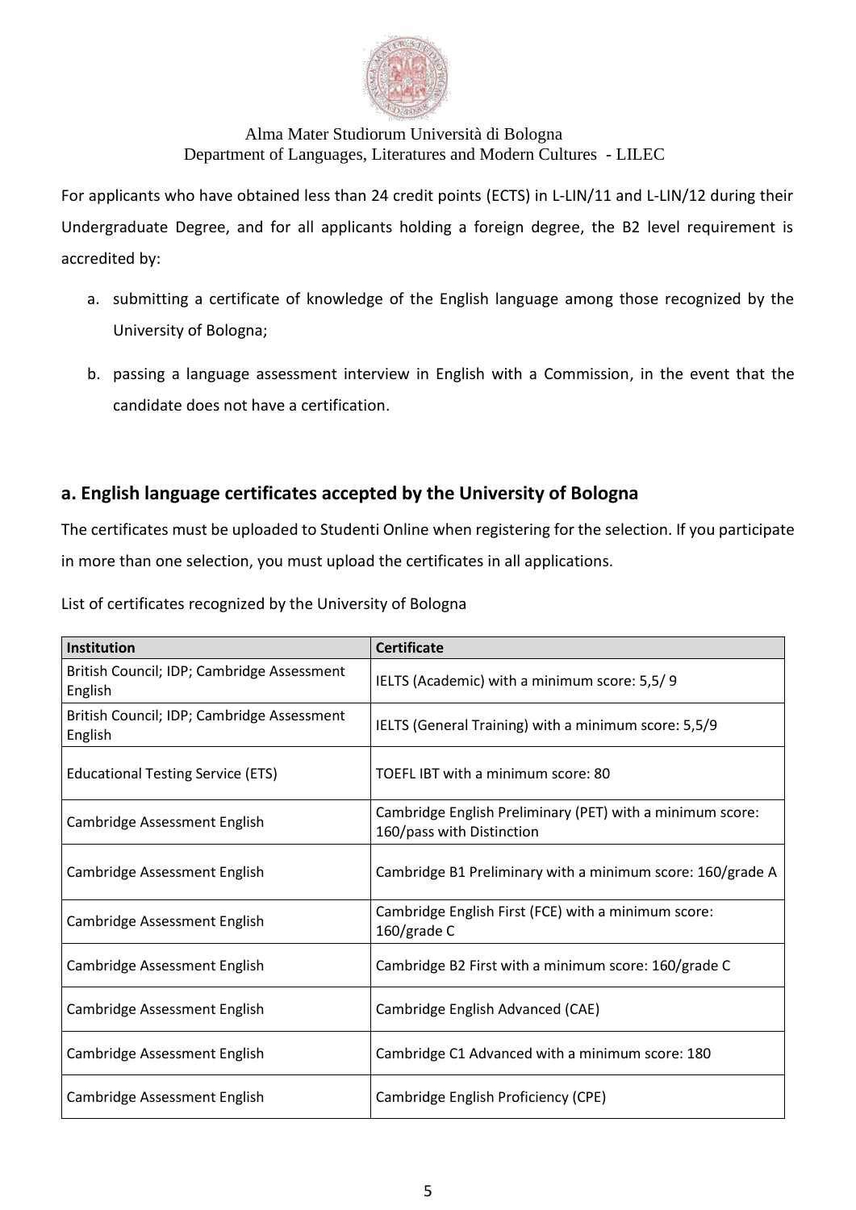For applicants who have obtained less than 24 credit points (ECTS) in L-LIN/11 and L-LIN/12 during their Undergraduate Degree, and for all applicants holding a foreign degree, the B2 level requirement is accredited by:

a. submitting a certificate of knowledge of the English language among those recognized by the University of Bologna;

b. passing a language assessment interview in English with a Commission, in the event that the candidate does not have a certification.

## a. English language certificates accepted by the University of Bologna

The certificates must be uploaded to Studenti Online when registering for the selection. If you participate in more than one selection, you must upload the certificates in all applications.

List of certificates recognized by the University of Bologna

| Institution | Certificate |
|---|---|
| British Council; IDP; Cambridge Assessment English | IELTS (Academic) with a minimum score: 5,5/ 9 |
| British Council; IDP; Cambridge Assessment English | IELTS (General Training) with a minimum score: 5,5/9 |
| Educational Testing Service (ETS) | TOEFL IBT with a minimum score: 80 |
| Cambridge Assessment English | Cambridge English Preliminary (PET) with a minimum score: 160/pass with Distinction |
| Cambridge Assessment English | Cambridge B1 Preliminary with a minimum score: 160/grade A |
| Cambridge Assessment English | Cambridge English First (FCE) with a minimum score: 160/grade C |
| Cambridge Assessment English | Cambridge B2 First with a minimum score: 160/grade C |
| Cambridge Assessment English | Cambridge English Advanced (CAE) |
| Cambridge Assessment English | Cambridge C1 Advanced with a minimum score: 180 |
| Cambridge Assessment English | Cambridge English Proficiency (CPE) |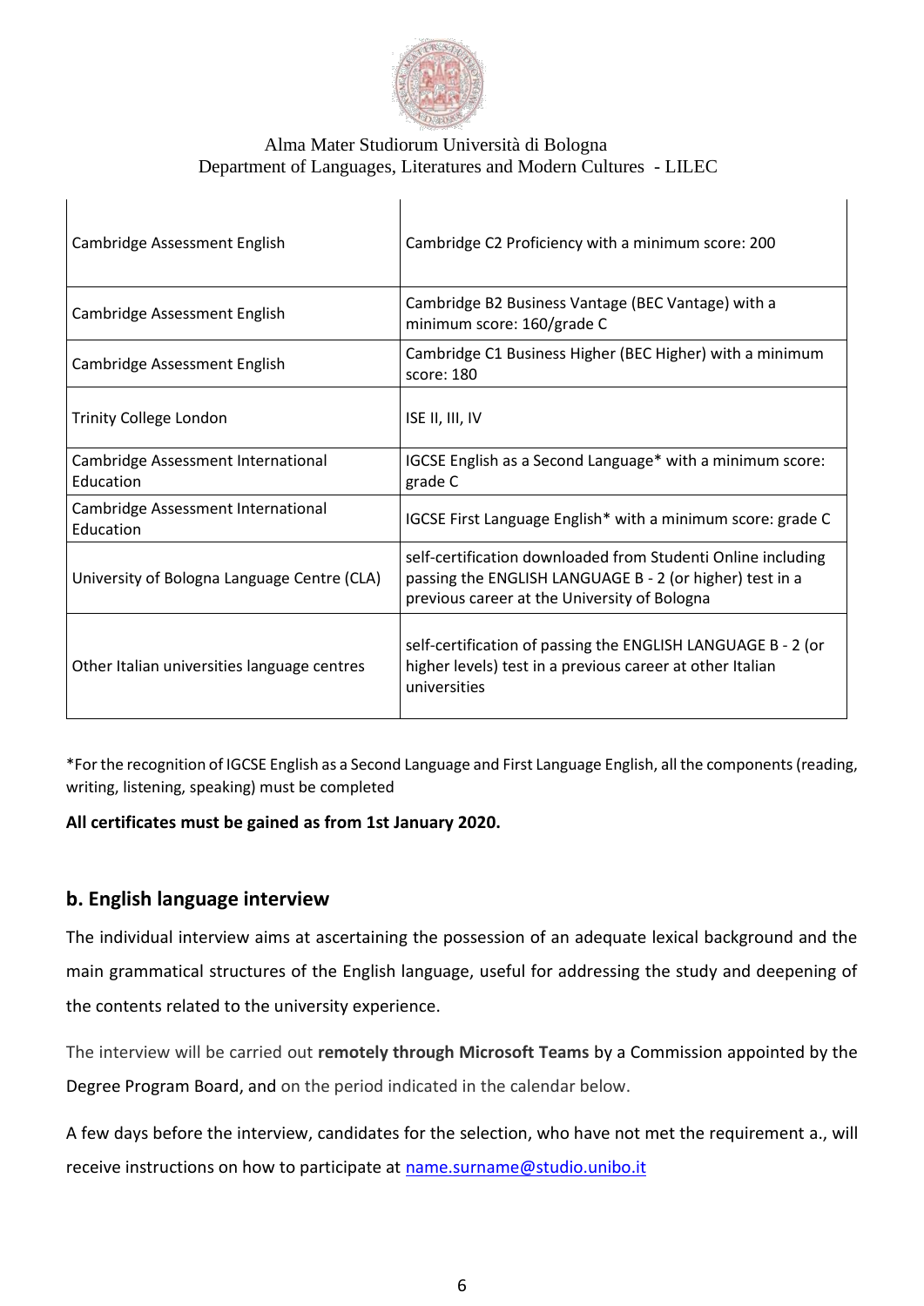| | |
|---|---|
| Cambridge Assessment English | Cambridge C2 Proficiency with a minimum score: 200 |
| Cambridge Assessment English | Cambridge B2 Business Vantage (BEC Vantage) with a minimum score: 160/grade C |
| Cambridge Assessment English | Cambridge C1 Business Higher (BEC Higher) with a minimum score: 180 |
| Trinity College London | ISE II, III, IV |
| Cambridge Assessment International Education | IGCSE English as a Second Language* with a minimum score: grade C |
| Cambridge Assessment International Education | IGCSE First Language English* with a minimum score: grade C |
| University of Bologna Language Centre (CLA) | self-certification downloaded from Studenti Online including passing the ENGLISH LANGUAGE B - 2 (or higher) test in a previous career at the University of Bologna |
| Other Italian universities language centres | self-certification of passing the ENGLISH LANGUAGE B - 2 (or higher levels) test in a previous career at other Italian universities |

*For the recognition of IGCSE English as a Second Language and First Language English, all the components (reading, writing, listening, speaking) must be completed

**All certificates must be gained as from 1st January 2020.**

## b. English language interview

The individual interview aims at ascertaining the possession of an adequate lexical background and the main grammatical structures of the English language, useful for addressing the study and deepening of the contents related to the university experience.

The interview will be carried out **remotely through Microsoft Teams** by a Commission appointed by the Degree Program Board, and on the period indicated in the calendar below.

A few days before the interview, candidates for the selection, who have not met the requirement a., will receive instructions on how to participate at name.surname@studio.unibo.it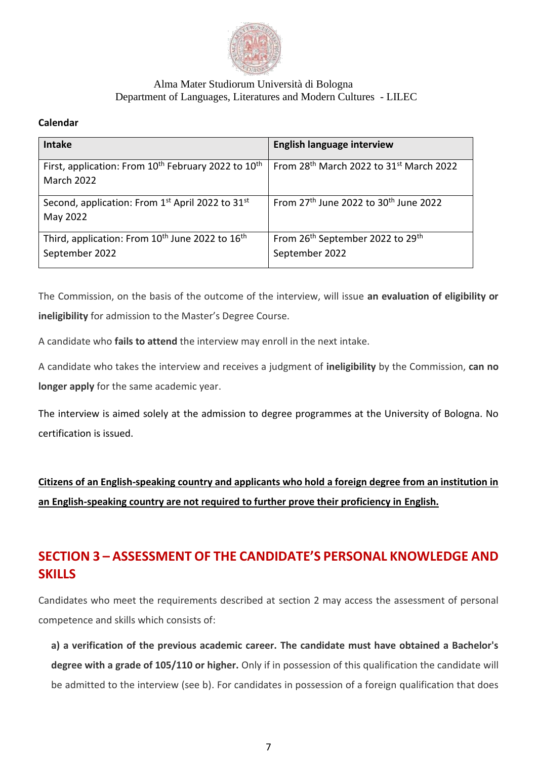Alma Mater Studiorum Università di Bologna
Department of Languages, Literatures and Modern Cultures - LILEC

**Calendar**

| Intake | English language interview |
|---|---|
| First, application: From 10th February 2022 to 10th March 2022 | From 28th March 2022 to 31st March 2022 |
| Second, application: From 1st April 2022 to 31st May 2022 | From 27th June 2022 to 30th June 2022 |
| Third, application: From 10th June 2022 to 16th September 2022 | From 26th September 2022 to 29th September 2022 |

The Commission, on the basis of the outcome of the interview, will issue **an evaluation of eligibility or ineligibility** for admission to the Master's Degree Course.

A candidate who **fails to attend** the interview may enroll in the next intake.

A candidate who takes the interview and receives a judgment of **ineligibility** by the Commission, **can no longer apply** for the same academic year.

The interview is aimed solely at the admission to degree programmes at the University of Bologna. No certification is issued.

**Citizens of an English-speaking country and applicants who hold a foreign degree from an institution in an English-speaking country are not required to further prove their proficiency in English.**

## SECTION 3 – ASSESSMENT OF THE CANDIDATE'S PERSONAL KNOWLEDGE AND SKILLS

Candidates who meet the requirements described at section 2 may access the assessment of personal competence and skills which consists of:

**a) a verification of the previous academic career. The candidate must have obtained a Bachelor's degree with a grade of 105/110 or higher.** Only if in possession of this qualification the candidate will be admitted to the interview (see b). For candidates in possession of a foreign qualification that does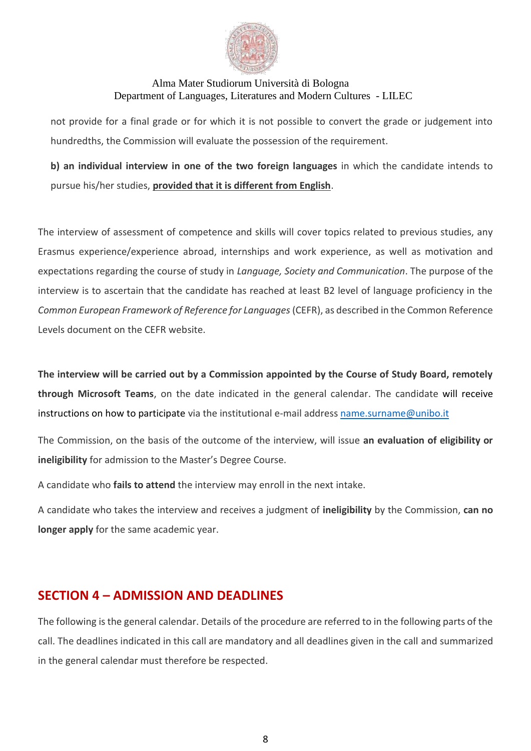not provide for a final grade or for which it is not possible to convert the grade or judgement into hundredths, the Commission will evaluate the possession of the requirement.

**b) an individual interview in one of the two foreign languages** in which the candidate intends to pursue his/her studies, **provided that it is different from English**.

The interview of assessment of competence and skills will cover topics related to previous studies, any Erasmus experience/experience abroad, internships and work experience, as well as motivation and expectations regarding the course of study in *Language, Society and Communication*. The purpose of the interview is to ascertain that the candidate has reached at least B2 level of language proficiency in the *Common European Framework of Reference for Languages* (CEFR), as described in the Common Reference Levels document on the CEFR website.

**The interview will be carried out by a Commission appointed by the Course of Study Board, remotely through Microsoft Teams**, on the date indicated in the general calendar. The candidate will receive instructions on how to participate via the institutional e-mail address name.surname@unibo.it

The Commission, on the basis of the outcome of the interview, will issue **an evaluation of eligibility or ineligibility** for admission to the Master's Degree Course.

A candidate who **fails to attend** the interview may enroll in the next intake.

A candidate who takes the interview and receives a judgment of **ineligibility** by the Commission, **can no longer apply** for the same academic year.

## SECTION 4 – ADMISSION AND DEADLINES

The following is the general calendar. Details of the procedure are referred to in the following parts of the call. The deadlines indicated in this call are mandatory and all deadlines given in the call and summarized in the general calendar must therefore be respected.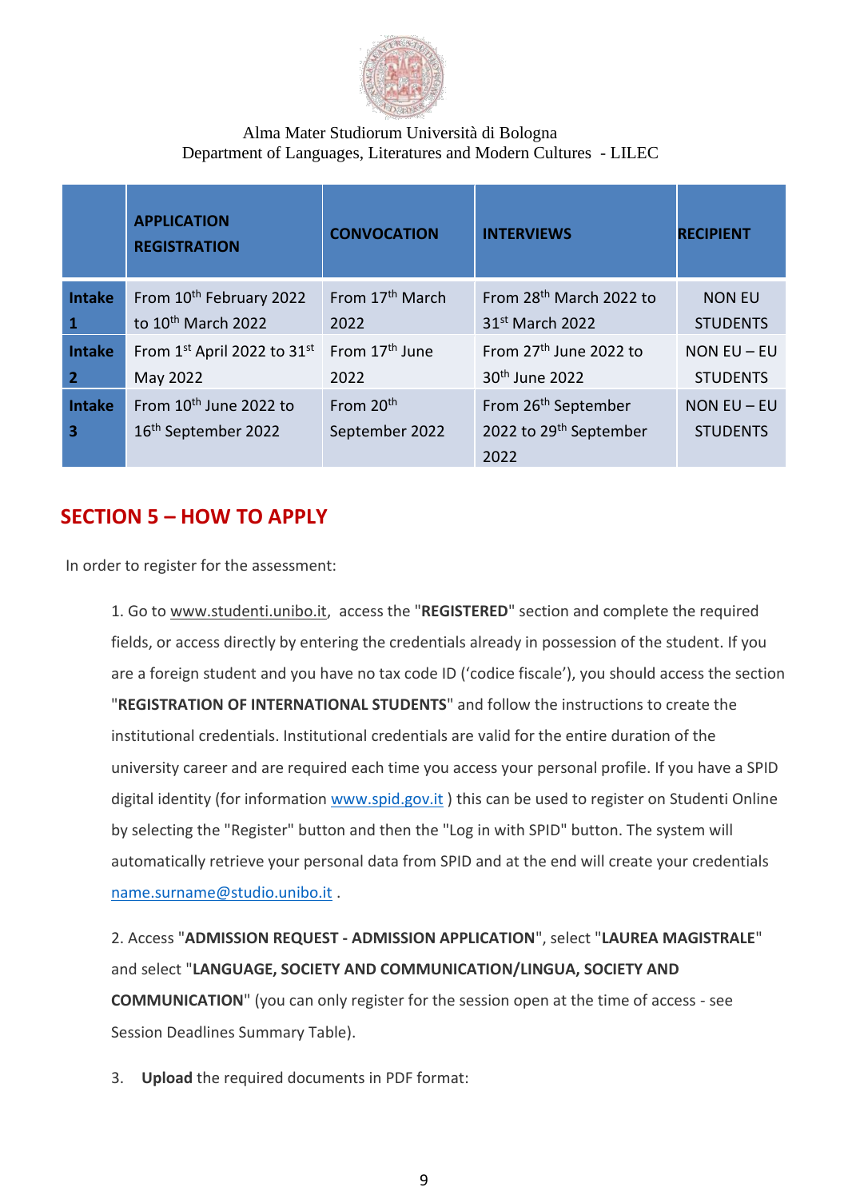Alma Mater Studiorum Università di Bologna
Department of Languages, Literatures and Modern Cultures - LILEC

| | APPLICATION REGISTRATION | CONVOCATION | INTERVIEWS | RECIPIENT |
|---|---|---|---|---|
| **Intake 1** | From 10th February 2022 to 10th March 2022 | From 17th March 2022 | From 28th March 2022 to 31st March 2022 | NON EU STUDENTS |
| **Intake 2** | From 1st April 2022 to 31st May 2022 | From 17th June 2022 | From 27th June 2022 to 30th June 2022 | NON EU – EU STUDENTS |
| **Intake 3** | From 10th June 2022 to 16th September 2022 | From 20th September 2022 | From 26th September 2022 to 29th September 2022 | NON EU – EU STUDENTS |

## SECTION 5 – HOW TO APPLY

In order to register for the assessment:

1. Go to www.studenti.unibo.it, access the "**REGISTERED**" section and complete the required fields, or access directly by entering the credentials already in possession of the student. If you are a foreign student and you have no tax code ID ('codice fiscale'), you should access the section "**REGISTRATION OF INTERNATIONAL STUDENTS**" and follow the instructions to create the institutional credentials. Institutional credentials are valid for the entire duration of the university career and are required each time you access your personal profile. If you have a SPID digital identity (for information www.spid.gov.it ) this can be used to register on Studenti Online by selecting the "Register" button and then the "Log in with SPID" button. The system will automatically retrieve your personal data from SPID and at the end will create your credentials name.surname@studio.unibo.it .

2. Access "**ADMISSION REQUEST - ADMISSION APPLICATION**", select "**LAUREA MAGISTRALE**" and select "**LANGUAGE, SOCIETY AND COMMUNICATION/LINGUA, SOCIETY AND COMMUNICATION**" (you can only register for the session open at the time of access - see Session Deadlines Summary Table).

3. **Upload** the required documents in PDF format: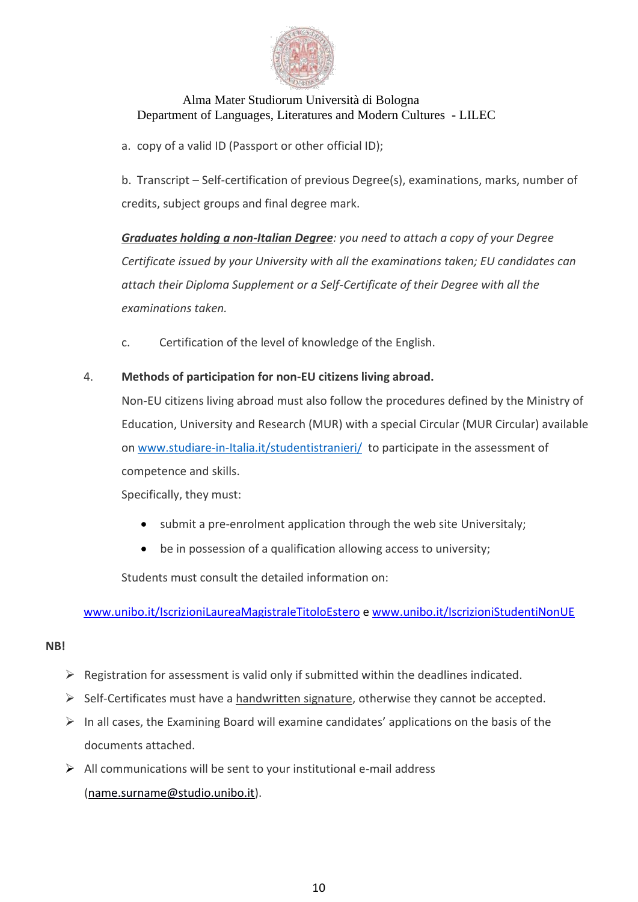a. copy of a valid ID (Passport or other official ID);

b. Transcript – Self-certification of previous Degree(s), examinations, marks, number of credits, subject groups and final degree mark.

***Graduates holding a non-Italian Degree****: you need to attach a copy of your Degree Certificate issued by your University with all the examinations taken; EU candidates can attach their Diploma Supplement or a Self-Certificate of their Degree with all the examinations taken.*

c. Certification of the level of knowledge of the English.

4. **Methods of participation for non-EU citizens living abroad.**

Non-EU citizens living abroad must also follow the procedures defined by the Ministry of Education, University and Research (MUR) with a special Circular (MUR Circular) available on www.studiare-in-Italia.it/studentistranieri/ to participate in the assessment of competence and skills.

Specifically, they must:

- submit a pre-enrolment application through the web site Universitaly;
- be in possession of a qualification allowing access to university;

Students must consult the detailed information on:

www.unibo.it/IscrizioniLaureaMagistraleTitoloEstero e www.unibo.it/IscrizioniStudentiNonUE

**NB!**

- Registration for assessment is valid only if submitted within the deadlines indicated.
- Self-Certificates must have a handwritten signature, otherwise they cannot be accepted.
- In all cases, the Examining Board will examine candidates' applications on the basis of the documents attached.
- All communications will be sent to your institutional e-mail address (name.surname@studio.unibo.it).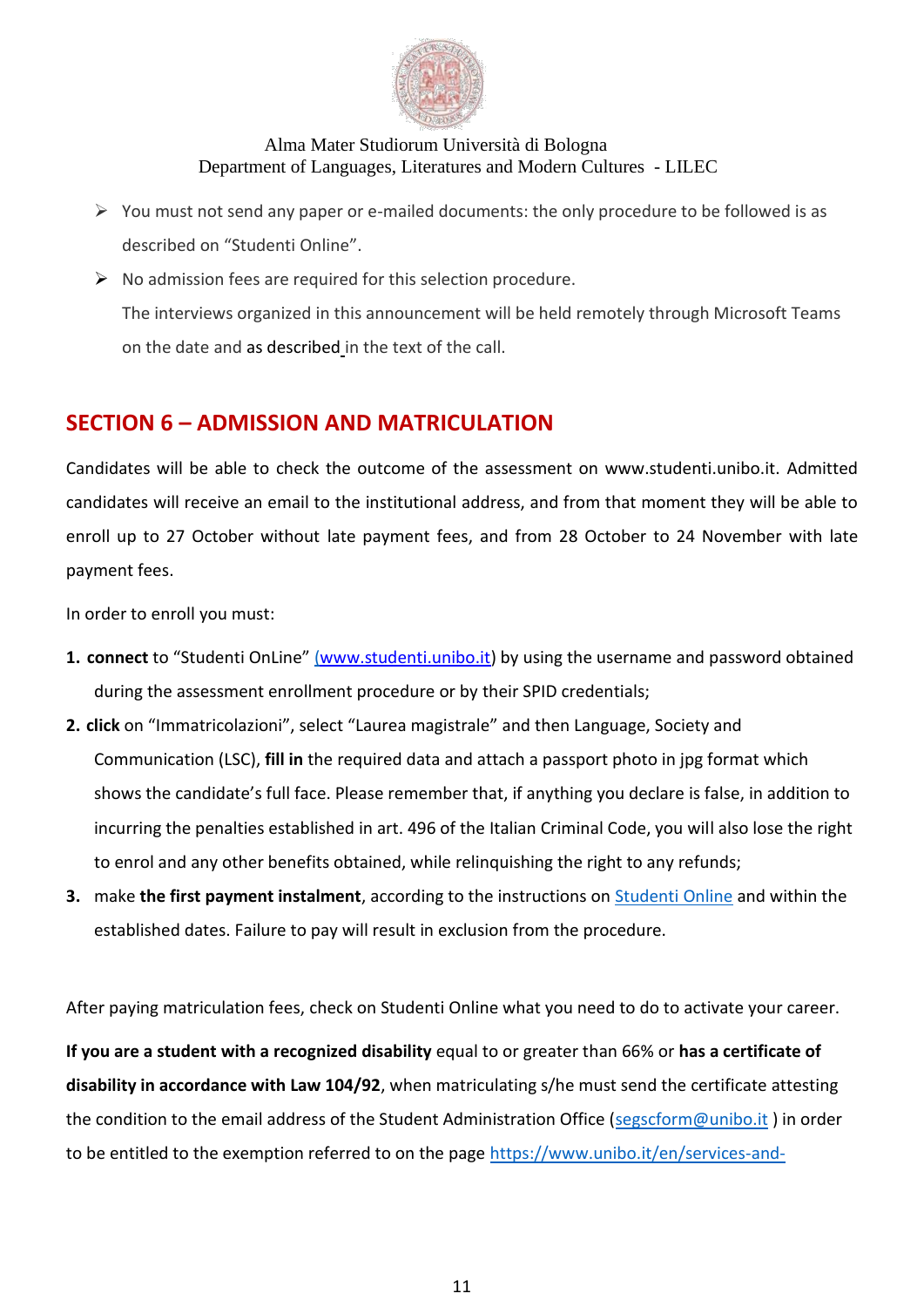- You must not send any paper or e-mailed documents: the only procedure to be followed is as described on "Studenti Online".
- No admission fees are required for this selection procedure.

  The interviews organized in this announcement will be held remotely through Microsoft Teams on the date and as described in the text of the call.

## SECTION 6 – ADMISSION AND MATRICULATION

Candidates will be able to check the outcome of the assessment on www.studenti.unibo.it. Admitted candidates will receive an email to the institutional address, and from that moment they will be able to enroll up to 27 October without late payment fees, and from 28 October to 24 November with late payment fees.

In order to enroll you must:

1. **connect** to "Studenti OnLine" (www.studenti.unibo.it) by using the username and password obtained during the assessment enrollment procedure or by their SPID credentials;
2. **click** on "Immatricolazioni", select "Laurea magistrale" and then Language, Society and Communication (LSC), **fill in** the required data and attach a passport photo in jpg format which shows the candidate's full face. Please remember that, if anything you declare is false, in addition to incurring the penalties established in art. 496 of the Italian Criminal Code, you will also lose the right to enrol and any other benefits obtained, while relinquishing the right to any refunds;
3. make **the first payment instalment**, according to the instructions on Studenti Online and within the established dates. Failure to pay will result in exclusion from the procedure.

After paying matriculation fees, check on Studenti Online what you need to do to activate your career.

**If you are a student with a recognized disability** equal to or greater than 66% or **has a certificate of disability in accordance with Law 104/92**, when matriculating s/he must send the certificate attesting the condition to the email address of the Student Administration Office (segscform@unibo.it ) in order to be entitled to the exemption referred to on the page https://www.unibo.it/en/services-and-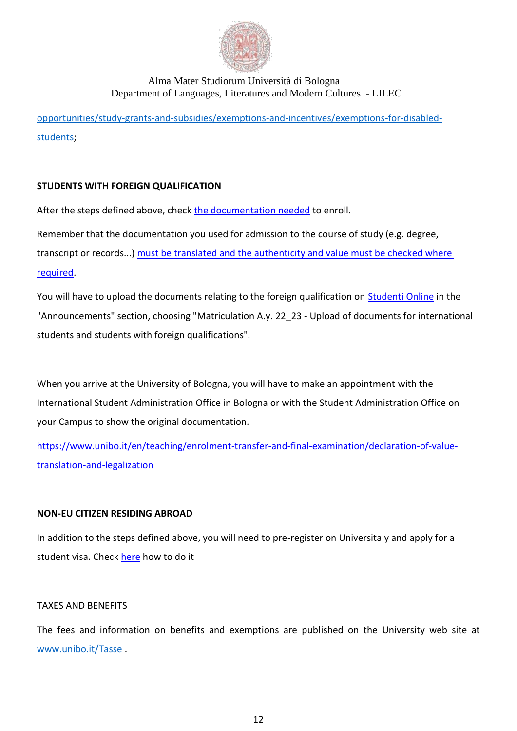opportunities/study-grants-and-subsidies/exemptions-and-incentives/exemptions-for-disabled-students;

**STUDENTS WITH FOREIGN QUALIFICATION**

After the steps defined above, check the documentation needed to enroll.

Remember that the documentation you used for admission to the course of study (e.g. degree, transcript or records...) must be translated and the authenticity and value must be checked where required.

You will have to upload the documents relating to the foreign qualification on Studenti Online in the "Announcements" section, choosing "Matriculation A.y. 22_23 - Upload of documents for international students and students with foreign qualifications".

When you arrive at the University of Bologna, you will have to make an appointment with the International Student Administration Office in Bologna or with the Student Administration Office on your Campus to show the original documentation.

https://www.unibo.it/en/teaching/enrolment-transfer-and-final-examination/declaration-of-value-translation-and-legalization

**NON-EU CITIZEN RESIDING ABROAD**

In addition to the steps defined above, you will need to pre-register on Universitaly and apply for a student visa. Check here how to do it

TAXES AND BENEFITS

The fees and information on benefits and exemptions are published on the University web site at www.unibo.it/Tasse .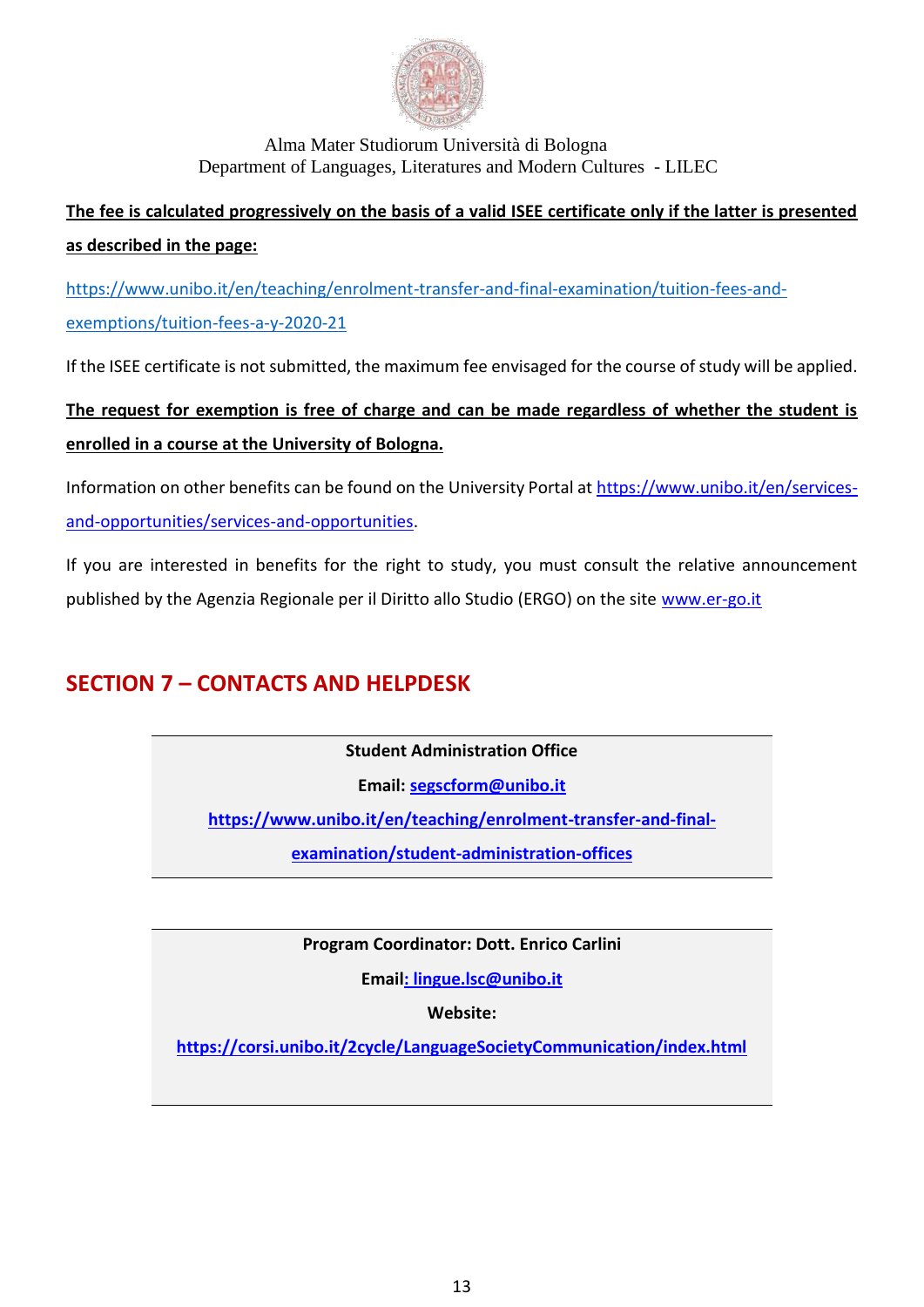Alma Mater Studiorum Università di Bologna
Department of Languages, Literatures and Modern Cultures - LILEC

**The fee is calculated progressively on the basis of a valid ISEE certificate only if the latter is presented as described in the page:**

https://www.unibo.it/en/teaching/enrolment-transfer-and-final-examination/tuition-fees-and-exemptions/tuition-fees-a-y-2020-21

If the ISEE certificate is not submitted, the maximum fee envisaged for the course of study will be applied.

**The request for exemption is free of charge and can be made regardless of whether the student is enrolled in a course at the University of Bologna.**

Information on other benefits can be found on the University Portal at https://www.unibo.it/en/services-and-opportunities/services-and-opportunities.

If you are interested in benefits for the right to study, you must consult the relative announcement published by the Agenzia Regionale per il Diritto allo Studio (ERGO) on the site www.er-go.it

## SECTION 7 – CONTACTS AND HELPDESK

**Student Administration Office**

**Email: segscform@unibo.it**

**https://www.unibo.it/en/teaching/enrolment-transfer-and-final-examination/student-administration-offices**

**Program Coordinator: Dott. Enrico Carlini**

**Email: lingue.lsc@unibo.it**

**Website:**

**https://corsi.unibo.it/2cycle/LanguageSocietyCommunication/index.html**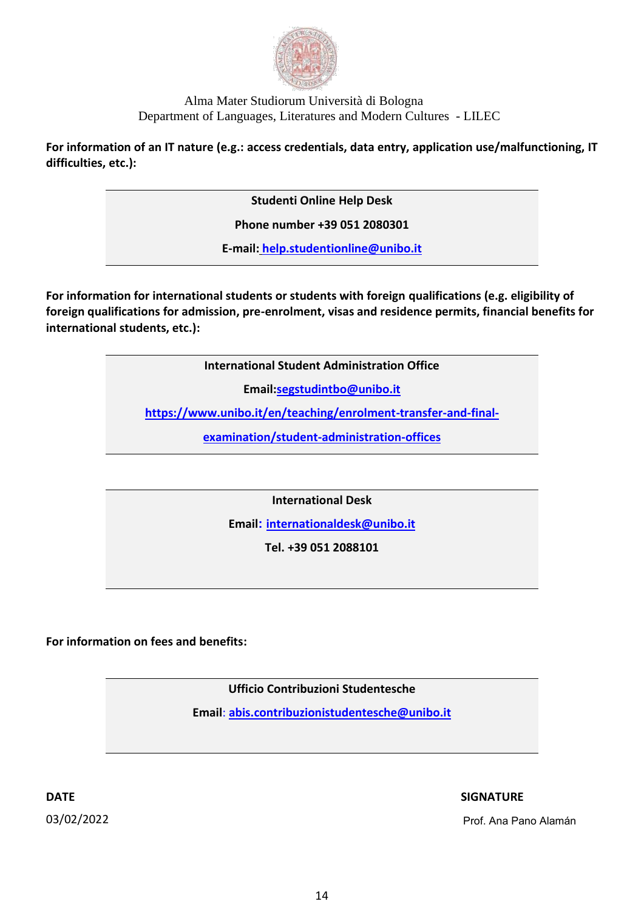Alma Mater Studiorum Università di Bologna
Department of Languages, Literatures and Modern Cultures - LILEC

**For information of an IT nature (e.g.: access credentials, data entry, application use/malfunctioning, IT difficulties, etc.):**

**Studenti Online Help Desk**

**Phone number +39 051 2080301**

**E-mail: help.studentionline@unibo.it**

**For information for international students or students with foreign qualifications (e.g. eligibility of foreign qualifications for admission, pre-enrolment, visas and residence permits, financial benefits for international students, etc.):**

**International Student Administration Office**

**Email: segstudintbo@unibo.it**

**https://www.unibo.it/en/teaching/enrolment-transfer-and-final-examination/student-administration-offices**

**International Desk**

**Email: internationaldesk@unibo.it**

**Tel. +39 051 2088101**

**For information on fees and benefits:**

**Ufficio Contribuzioni Studentesche**

**Email: abis.contribuzionistudentesche@unibo.it**

**DATE**

03/02/2022

**SIGNATURE**

Prof. Ana Pano Alamán